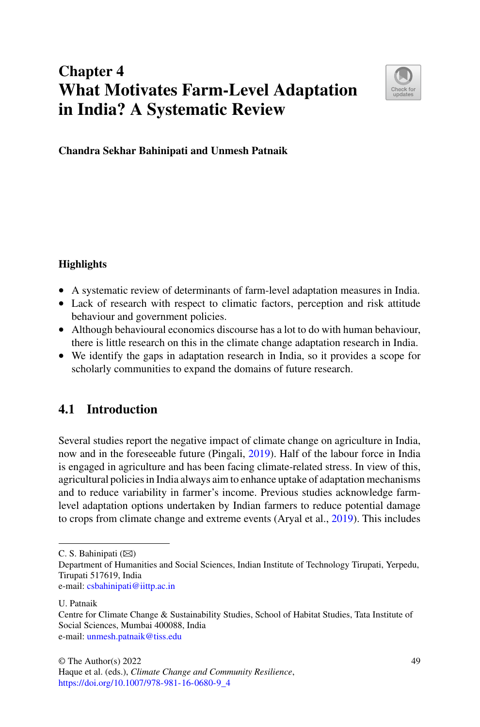# Chapter 4
# What Motivates Farm-Level Adaptation in India? A Systematic Review

**Chandra Sekhar Bahinipati and Unmesh Patnaik**

### Highlights

- A systematic review of determinants of farm-level adaptation measures in India.
- Lack of research with respect to climatic factors, perception and risk attitude behaviour and government policies.
- Although behavioural economics discourse has a lot to do with human behaviour, there is little research on this in the climate change adaptation research in India.
- We identify the gaps in adaptation research in India, so it provides a scope for scholarly communities to expand the domains of future research.

## 4.1 Introduction

Several studies report the negative impact of climate change on agriculture in India, now and in the foreseeable future (Pingali, 2019). Half of the labour force in India is engaged in agriculture and has been facing climate-related stress. In view of this, agricultural policies in India always aim to enhance uptake of adaptation mechanisms and to reduce variability in farmer's income. Previous studies acknowledge farm-level adaptation options undertaken by Indian farmers to reduce potential damage to crops from climate change and extreme events (Aryal et al., 2019). This includes

---

C. S. Bahinipati (✉)
Department of Humanities and Social Sciences, Indian Institute of Technology Tirupati, Yerpedu, Tirupati 517619, India
e-mail: csbahinipati@iittp.ac.in

U. Patnaik
Centre for Climate Change & Sustainability Studies, School of Habitat Studies, Tata Institute of Social Sciences, Mumbai 400088, India
e-mail: unmesh.patnaik@tiss.edu

© The Author(s) 2022
Haque et al. (eds.), *Climate Change and Community Resilience*,
https://doi.org/10.1007/978-981-16-0680-9_4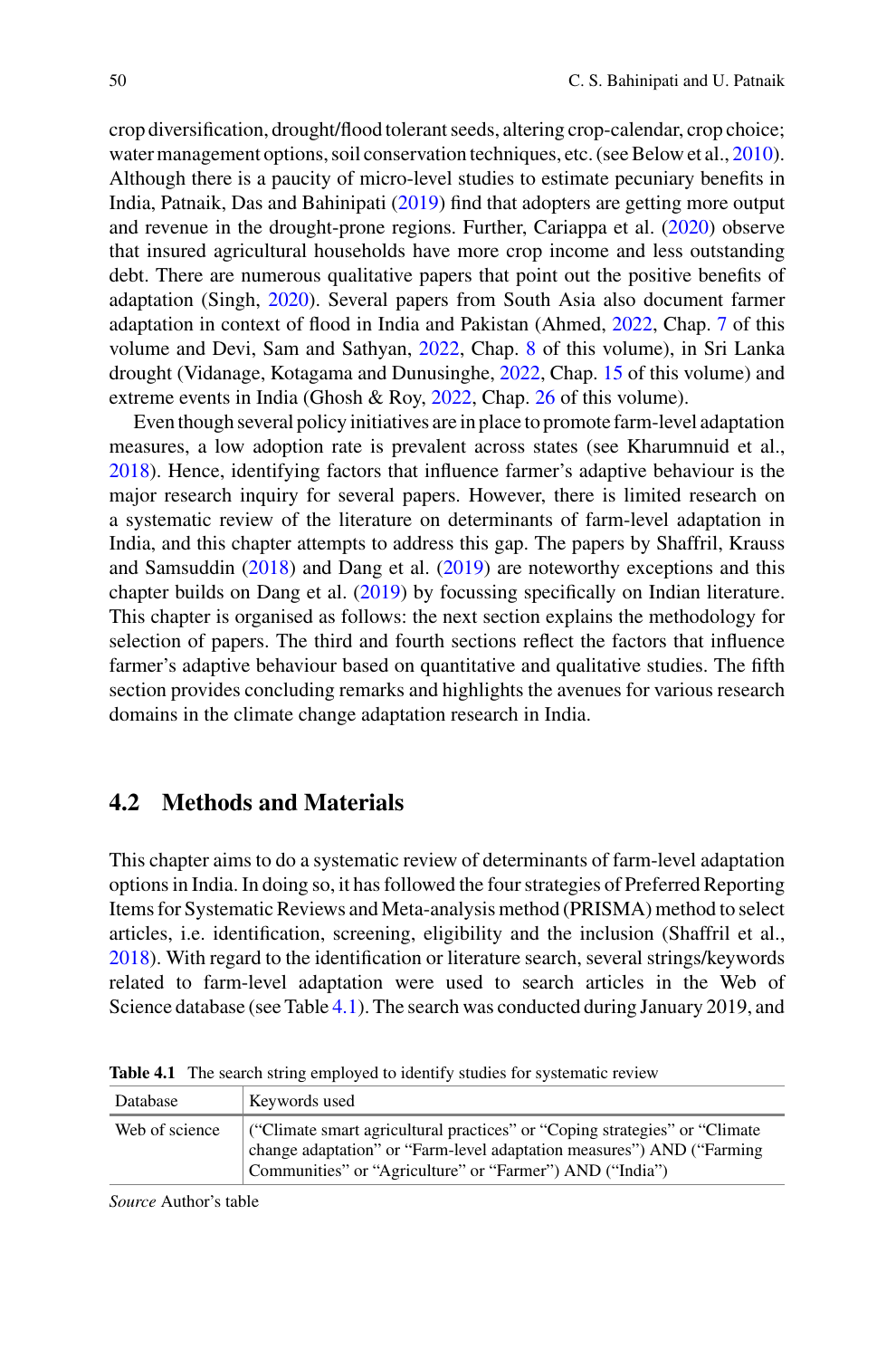crop diversification, drought/flood tolerant seeds, altering crop-calendar, crop choice; water management options, soil conservation techniques, etc. (see Below et al., 2010). Although there is a paucity of micro-level studies to estimate pecuniary benefits in India, Patnaik, Das and Bahinipati (2019) find that adopters are getting more output and revenue in the drought-prone regions. Further, Cariappa et al. (2020) observe that insured agricultural households have more crop income and less outstanding debt. There are numerous qualitative papers that point out the positive benefits of adaptation (Singh, 2020). Several papers from South Asia also document farmer adaptation in context of flood in India and Pakistan (Ahmed, 2022, Chap. 7 of this volume and Devi, Sam and Sathyan, 2022, Chap. 8 of this volume), in Sri Lanka drought (Vidanage, Kotagama and Dunusinghe, 2022, Chap. 15 of this volume) and extreme events in India (Ghosh & Roy, 2022, Chap. 26 of this volume).

Even though several policy initiatives are in place to promote farm-level adaptation measures, a low adoption rate is prevalent across states (see Kharumnuid et al., 2018). Hence, identifying factors that influence farmer's adaptive behaviour is the major research inquiry for several papers. However, there is limited research on a systematic review of the literature on determinants of farm-level adaptation in India, and this chapter attempts to address this gap. The papers by Shaffril, Krauss and Samsuddin (2018) and Dang et al. (2019) are noteworthy exceptions and this chapter builds on Dang et al. (2019) by focussing specifically on Indian literature. This chapter is organised as follows: the next section explains the methodology for selection of papers. The third and fourth sections reflect the factors that influence farmer's adaptive behaviour based on quantitative and qualitative studies. The fifth section provides concluding remarks and highlights the avenues for various research domains in the climate change adaptation research in India.

## 4.2 Methods and Materials

This chapter aims to do a systematic review of determinants of farm-level adaptation options in India. In doing so, it has followed the four strategies of Preferred Reporting Items for Systematic Reviews and Meta-analysis method (PRISMA) method to select articles, i.e. identification, screening, eligibility and the inclusion (Shaffril et al., 2018). With regard to the identification or literature search, several strings/keywords related to farm-level adaptation were used to search articles in the Web of Science database (see Table 4.1). The search was conducted during January 2019, and

**Table 4.1** The search string employed to identify studies for systematic review

| Database | Keywords used |
|---|---|
| Web of science | ("Climate smart agricultural practices" or "Coping strategies" or "Climate change adaptation" or "Farm-level adaptation measures") AND ("Farming Communities" or "Agriculture" or "Farmer") AND ("India") |

*Source* Author's table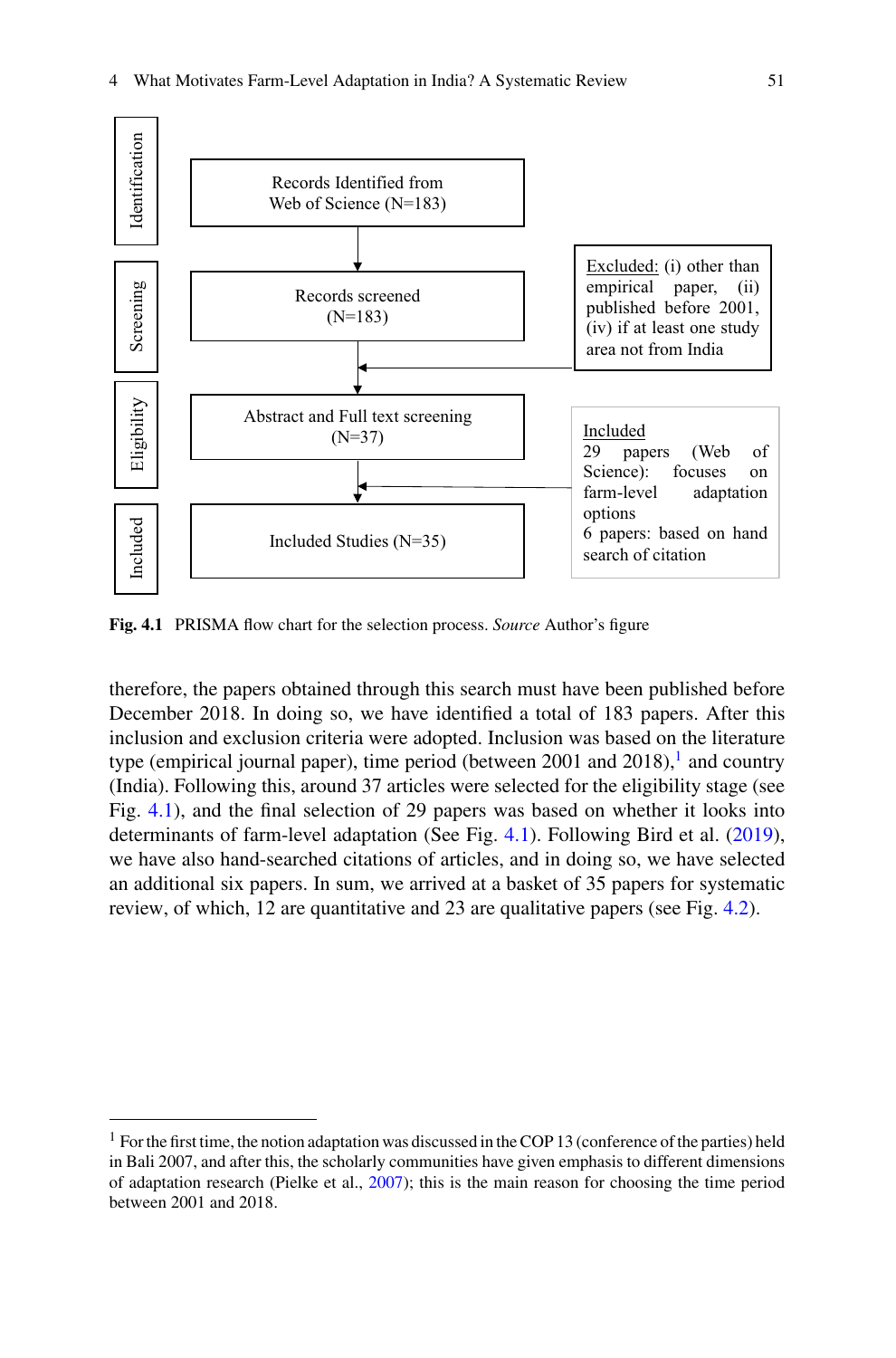Identification

Records Identified from Web of Science (N=183)

Screening

Records screened (N=183)

Excluded: (i) other than empirical paper, (ii) published before 2001, (iv) if at least one study area not from India

Eligibility

Abstract and Full text screening (N=37)

Included

29 papers (Web of Science): focuses on farm-level adaptation options

6 papers: based on hand search of citation

Included

Included Studies (N=35)

**Fig. 4.1** PRISMA flow chart for the selection process. *Source* Author's figure

therefore, the papers obtained through this search must have been published before December 2018. In doing so, we have identified a total of 183 papers. After this inclusion and exclusion criteria were adopted. Inclusion was based on the literature type (empirical journal paper), time period (between 2001 and 2018),[1] and country (India). Following this, around 37 articles were selected for the eligibility stage (see Fig. 4.1), and the final selection of 29 papers was based on whether it looks into determinants of farm-level adaptation (See Fig. 4.1). Following Bird et al. (2019), we have also hand-searched citations of articles, and in doing so, we have selected an additional six papers. In sum, we arrived at a basket of 35 papers for systematic review, of which, 12 are quantitative and 23 are qualitative papers (see Fig. 4.2).

[1] For the first time, the notion adaptation was discussed in the COP 13 (conference of the parties) held in Bali 2007, and after this, the scholarly communities have given emphasis to different dimensions of adaptation research (Pielke et al., 2007); this is the main reason for choosing the time period between 2001 and 2018.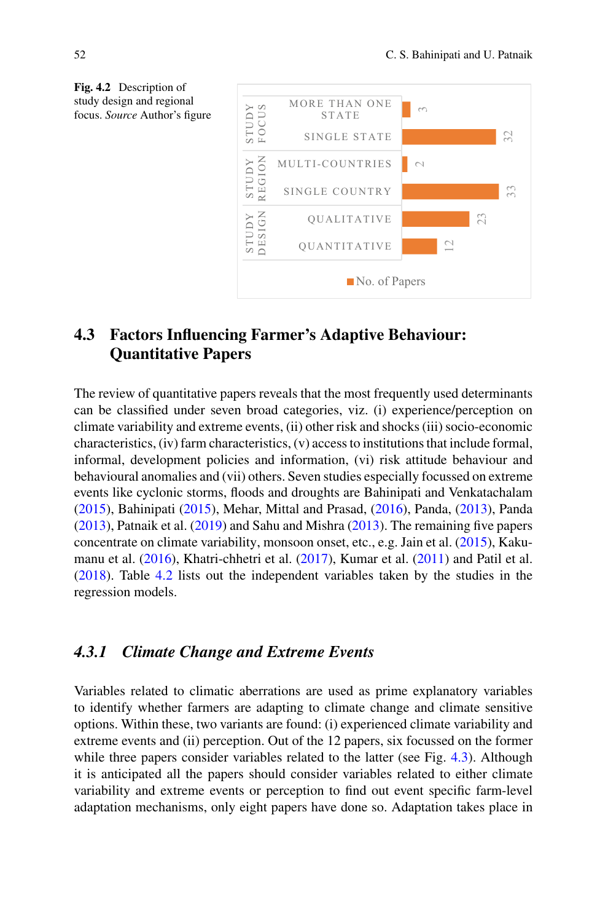**Fig. 4.2** Description of study design and regional focus. *Source* Author's figure

| Category | Item | No. of Papers |
|---|---|---|
| STUDY FOCUS | MORE THAN ONE STATE | 3 |
| | SINGLE STATE | 32 |
| STUDY REGION | MULTI-COUNTRIES | 2 |
| | SINGLE COUNTRY | 33 |
| STUDY DESIGN | QUALITATIVE | 23 |
| | QUANTITATIVE | 12 |

## 4.3 Factors Influencing Farmer's Adaptive Behaviour: Quantitative Papers

The review of quantitative papers reveals that the most frequently used determinants can be classified under seven broad categories, viz. (i) experience/perception on climate variability and extreme events, (ii) other risk and shocks (iii) socio-economic characteristics, (iv) farm characteristics, (v) access to institutions that include formal, informal, development policies and information, (vi) risk attitude behaviour and behavioural anomalies and (vii) others. Seven studies especially focussed on extreme events like cyclonic storms, floods and droughts are Bahinipati and Venkatachalam (2015), Bahinipati (2015), Mehar, Mittal and Prasad, (2016), Panda, (2013), Panda (2013), Patnaik et al. (2019) and Sahu and Mishra (2013). The remaining five papers concentrate on climate variability, monsoon onset, etc., e.g. Jain et al. (2015), Kakumanu et al. (2016), Khatri-chhetri et al. (2017), Kumar et al. (2011) and Patil et al. (2018). Table 4.2 lists out the independent variables taken by the studies in the regression models.

### *4.3.1 Climate Change and Extreme Events*

Variables related to climatic aberrations are used as prime explanatory variables to identify whether farmers are adapting to climate change and climate sensitive options. Within these, two variants are found: (i) experienced climate variability and extreme events and (ii) perception. Out of the 12 papers, six focussed on the former while three papers consider variables related to the latter (see Fig. 4.3). Although it is anticipated all the papers should consider variables related to either climate variability and extreme events or perception to find out event specific farm-level adaptation mechanisms, only eight papers have done so. Adaptation takes place in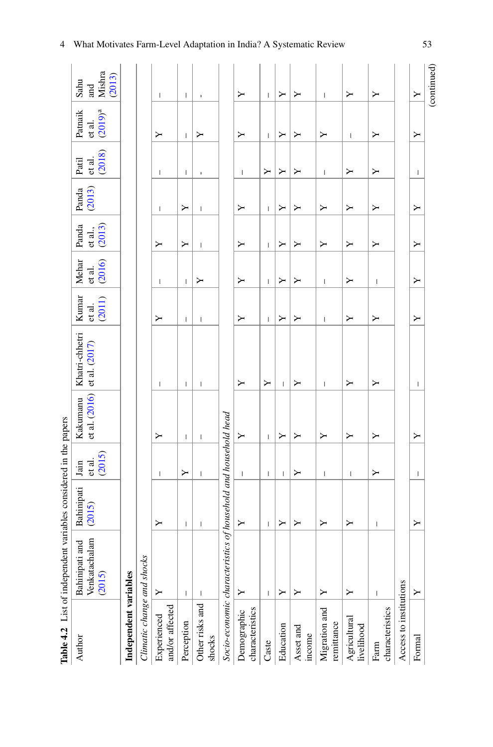**Table 4.2** List of independent variables considered in the papers

| Author | Bahinipati and Venkatachalam (2015) | Bahinipati (2015) | Jain et al. (2015) | Kakumanu et al. (2016) | Khatri-chhetri et al. (2017) | Kumar et al. (2011) | Mehar et al. (2016) | Panda et al., (2013) | Panda (2013) | Patil et al. (2018) | Patnaik et al. (2019)[a] | Sahu and Mishra (2013) |
|---|---|---|---|---|---|---|---|---|---|---|---|---|
| **Independent variables** | | | | | | | | | | | | |
| *Climatic change and shocks* | | | | | | | | | | | | |
| Experienced and/or affected | Y | Y | – | Y | – | Y | – | Y | – | – | Y | – |
| Perception | – | – | Y | – | – | – | – | Y | Y | – | – | – |
| Other risks and shocks | – | – | – | – | – | – | Y | – | – | - | Y | - |
| *Socio-economic characteristics of household and household head* | | | | | | | | | | | | |
| Demographic characteristics | Y | Y | – | Y | Y | Y | Y | Y | Y | – | Y | Y |
| Caste | – | – | – | – | Y | – | – | – | – | Y | – | – |
| Education | Y | Y | – | Y | – | Y | Y | Y | Y | Y | Y | Y |
| Asset and income | Y | Y | Y | Y | Y | Y | Y | Y | Y | Y | Y | Y |
| Migration and remittance | Y | Y | – | Y | – | – | – | Y | Y | – | Y | – |
| Agricultural livelihood | Y | Y | – | Y | Y | Y | Y | Y | Y | Y | – | Y |
| Farm characteristics | – | – | Y | Y | Y | Y | – | Y | Y | Y | Y | Y |
| Access to institutions | | | | | | | | | | | | |
| Formal | Y | Y | – | Y | – | Y | Y | Y | Y | – | Y | Y |

(continued)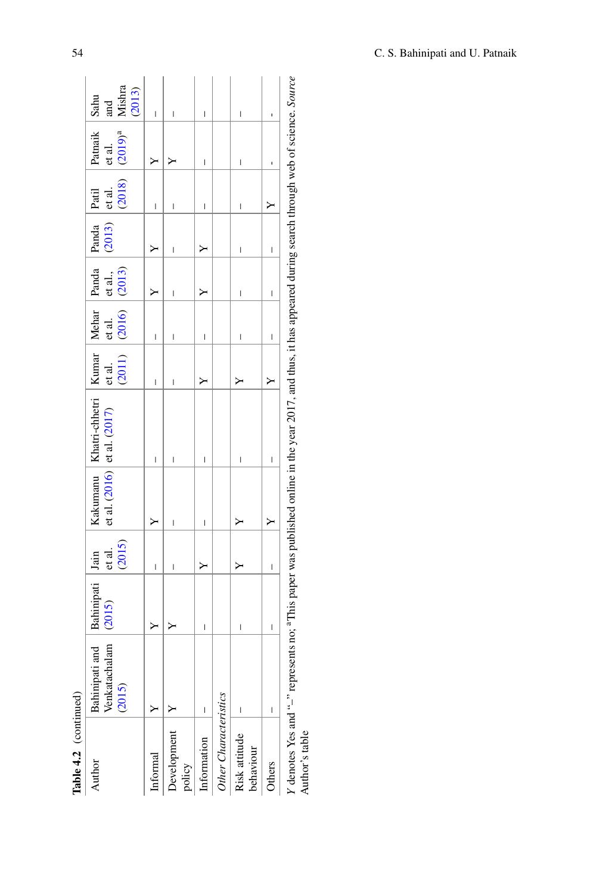**Table 4.2** (continued)

| Author | Bahinipati and Venkatachalam (2015) | Bahinipati (2015) | Jain et al. (2015) | Kakumanu et al. (2016) | Khatri-chhetri et al. (2017) | Kumar et al. (2011) | Mehar et al. (2016) | Panda et al., (2013) | Panda (2013) | Patil et al. (2018) | Patnaik et al. (2019)[a] | Sahu and Mishra (2013) |
|---|---|---|---|---|---|---|---|---|---|---|---|---|
| Informal | Y | Y | – | Y | – | – | – | Y | Y | – | Y | – |
| Development policy | Y | Y | – | – | – | – | – | – | – | – | Y | – |
| Information | – | – | Y | – | – | Y | – | Y | Y | – | – | – |
| *Other Characteristics* | | | | | | | | | | | | |
| Risk attitude behaviour | – | – | Y | Y | – | Y | – | – | – | – | – | – |
| Others | – | – | – | Y | – | Y | – | – | – | Y | - | - |

*Y* denotes Yes and "–" represents no; [a]This paper was published online in the year 2017, and thus, it has appeared during search through web of science. *Source* Author's table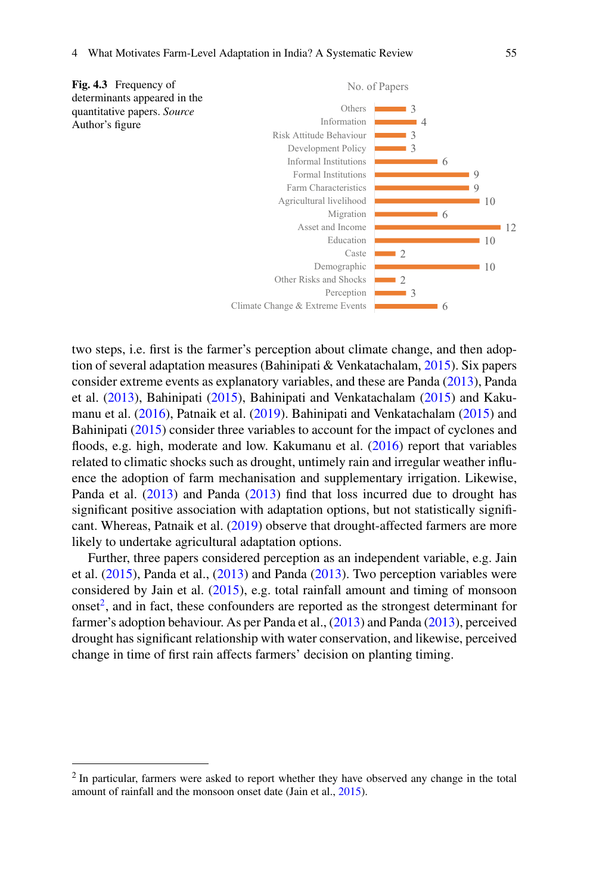**Fig. 4.3** Frequency of determinants appeared in the quantitative papers. *Source* Author's figure

No. of Papers

| Determinant | No. of Papers |
| --- | --- |
| Others | 3 |
| Information | 4 |
| Risk Attitude Behaviour | 3 |
| Development Policy | 3 |
| Informal Institutions | 6 |
| Formal Institutions | 9 |
| Farm Characteristics | 9 |
| Agricultural livelihood | 10 |
| Migration | 6 |
| Asset and Income | 12 |
| Education | 10 |
| Caste | 2 |
| Demographic | 10 |
| Other Risks and Shocks | 2 |
| Perception | 3 |
| Climate Change & Extreme Events | 6 |

two steps, i.e. first is the farmer's perception about climate change, and then adoption of several adaptation measures (Bahinipati & Venkatachalam, 2015). Six papers consider extreme events as explanatory variables, and these are Panda (2013), Panda et al. (2013), Bahinipati (2015), Bahinipati and Venkatachalam (2015) and Kakumanu et al. (2016), Patnaik et al. (2019). Bahinipati and Venkatachalam (2015) and Bahinipati (2015) consider three variables to account for the impact of cyclones and floods, e.g. high, moderate and low. Kakumanu et al. (2016) report that variables related to climatic shocks such as drought, untimely rain and irregular weather influence the adoption of farm mechanisation and supplementary irrigation. Likewise, Panda et al. (2013) and Panda (2013) find that loss incurred due to drought has significant positive association with adaptation options, but not statistically significant. Whereas, Patnaik et al. (2019) observe that drought-affected farmers are more likely to undertake agricultural adaptation options.

Further, three papers considered perception as an independent variable, e.g. Jain et al. (2015), Panda et al., (2013) and Panda (2013). Two perception variables were considered by Jain et al. (2015), e.g. total rainfall amount and timing of monsoon onset[2], and in fact, these confounders are reported as the strongest determinant for farmer's adoption behaviour. As per Panda et al., (2013) and Panda (2013), perceived drought has significant relationship with water conservation, and likewise, perceived change in time of first rain affects farmers' decision on planting timing.

[2] In particular, farmers were asked to report whether they have observed any change in the total amount of rainfall and the monsoon onset date (Jain et al., 2015).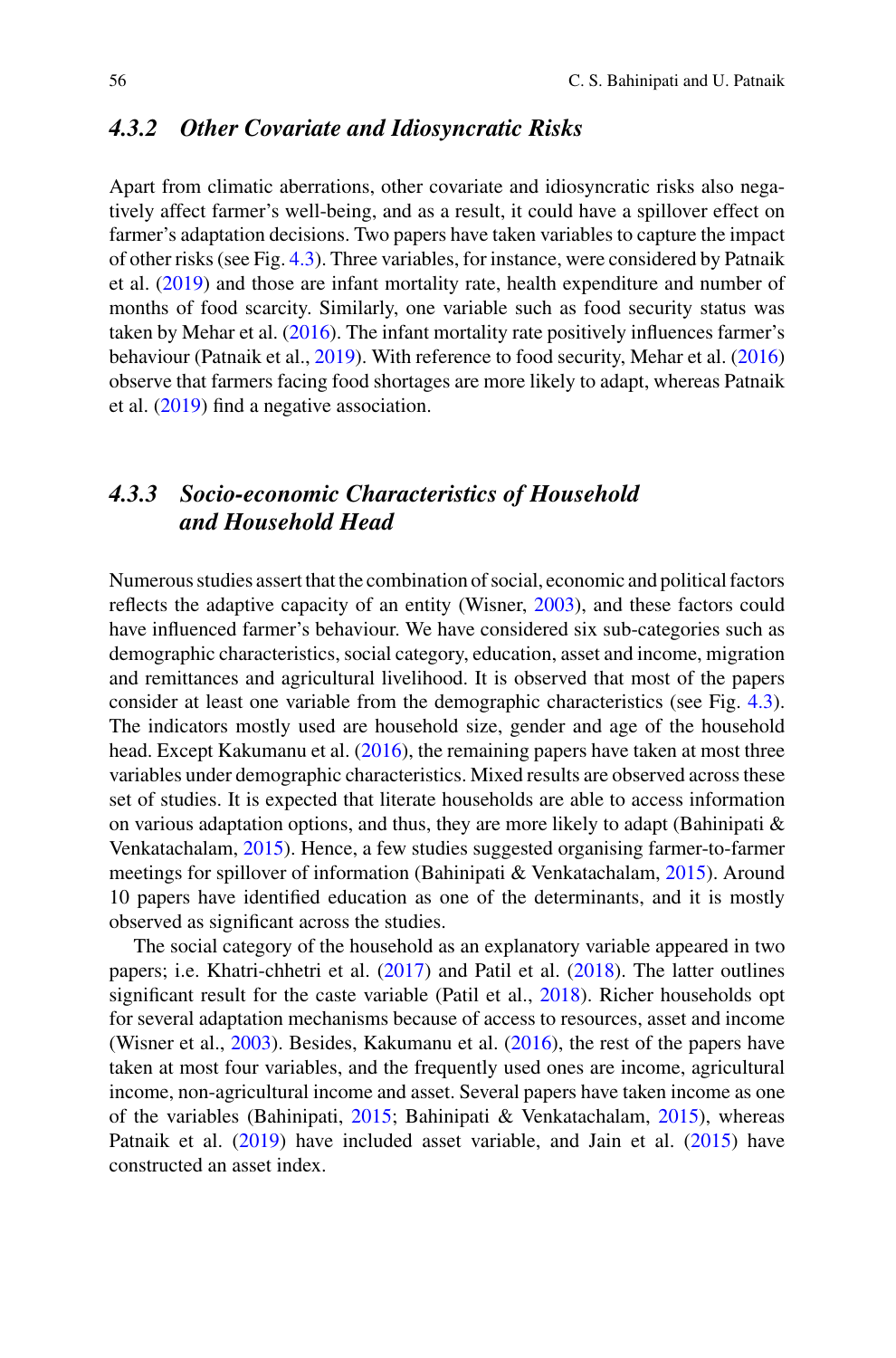### *4.3.2 Other Covariate and Idiosyncratic Risks*

Apart from climatic aberrations, other covariate and idiosyncratic risks also negatively affect farmer's well-being, and as a result, it could have a spillover effect on farmer's adaptation decisions. Two papers have taken variables to capture the impact of other risks (see Fig. 4.3). Three variables, for instance, were considered by Patnaik et al. (2019) and those are infant mortality rate, health expenditure and number of months of food scarcity. Similarly, one variable such as food security status was taken by Mehar et al. (2016). The infant mortality rate positively influences farmer's behaviour (Patnaik et al., 2019). With reference to food security, Mehar et al. (2016) observe that farmers facing food shortages are more likely to adapt, whereas Patnaik et al. (2019) find a negative association.

### *4.3.3 Socio-economic Characteristics of Household and Household Head*

Numerous studies assert that the combination of social, economic and political factors reflects the adaptive capacity of an entity (Wisner, 2003), and these factors could have influenced farmer's behaviour. We have considered six sub-categories such as demographic characteristics, social category, education, asset and income, migration and remittances and agricultural livelihood. It is observed that most of the papers consider at least one variable from the demographic characteristics (see Fig. 4.3). The indicators mostly used are household size, gender and age of the household head. Except Kakumanu et al. (2016), the remaining papers have taken at most three variables under demographic characteristics. Mixed results are observed across these set of studies. It is expected that literate households are able to access information on various adaptation options, and thus, they are more likely to adapt (Bahinipati & Venkatachalam, 2015). Hence, a few studies suggested organising farmer-to-farmer meetings for spillover of information (Bahinipati & Venkatachalam, 2015). Around 10 papers have identified education as one of the determinants, and it is mostly observed as significant across the studies.

The social category of the household as an explanatory variable appeared in two papers; i.e. Khatri-chhetri et al. (2017) and Patil et al. (2018). The latter outlines significant result for the caste variable (Patil et al., 2018). Richer households opt for several adaptation mechanisms because of access to resources, asset and income (Wisner et al., 2003). Besides, Kakumanu et al. (2016), the rest of the papers have taken at most four variables, and the frequently used ones are income, agricultural income, non-agricultural income and asset. Several papers have taken income as one of the variables (Bahinipati, 2015; Bahinipati & Venkatachalam, 2015), whereas Patnaik et al. (2019) have included asset variable, and Jain et al. (2015) have constructed an asset index.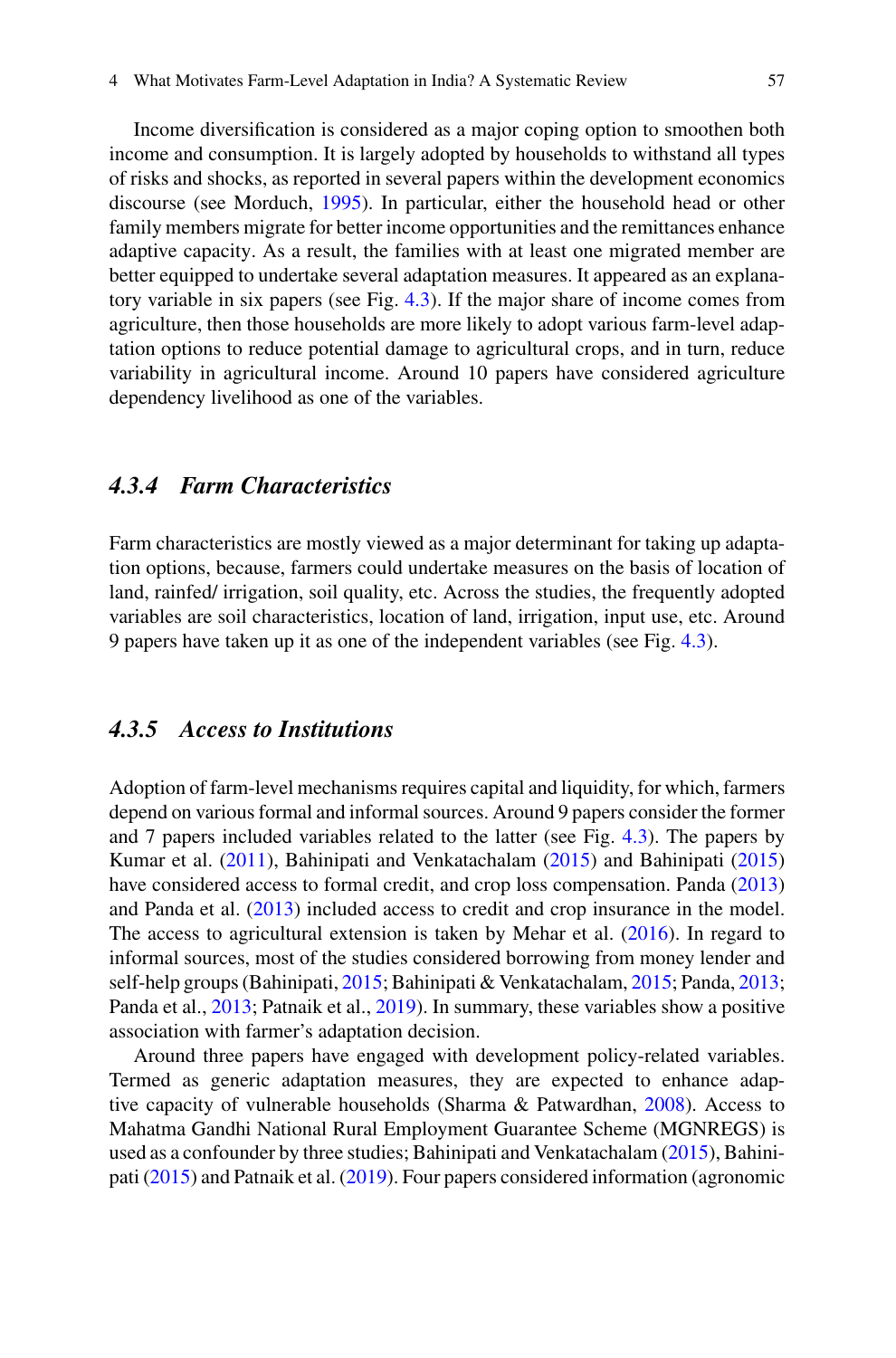Income diversification is considered as a major coping option to smoothen both income and consumption. It is largely adopted by households to withstand all types of risks and shocks, as reported in several papers within the development economics discourse (see Morduch, 1995). In particular, either the household head or other family members migrate for better income opportunities and the remittances enhance adaptive capacity. As a result, the families with at least one migrated member are better equipped to undertake several adaptation measures. It appeared as an explanatory variable in six papers (see Fig. 4.3). If the major share of income comes from agriculture, then those households are more likely to adopt various farm-level adaptation options to reduce potential damage to agricultural crops, and in turn, reduce variability in agricultural income. Around 10 papers have considered agriculture dependency livelihood as one of the variables.

### *4.3.4 Farm Characteristics*

Farm characteristics are mostly viewed as a major determinant for taking up adaptation options, because, farmers could undertake measures on the basis of location of land, rainfed/ irrigation, soil quality, etc. Across the studies, the frequently adopted variables are soil characteristics, location of land, irrigation, input use, etc. Around 9 papers have taken up it as one of the independent variables (see Fig. 4.3).

### *4.3.5 Access to Institutions*

Adoption of farm-level mechanisms requires capital and liquidity, for which, farmers depend on various formal and informal sources. Around 9 papers consider the former and 7 papers included variables related to the latter (see Fig. 4.3). The papers by Kumar et al. (2011), Bahinipati and Venkatachalam (2015) and Bahinipati (2015) have considered access to formal credit, and crop loss compensation. Panda (2013) and Panda et al. (2013) included access to credit and crop insurance in the model. The access to agricultural extension is taken by Mehar et al. (2016). In regard to informal sources, most of the studies considered borrowing from money lender and self-help groups (Bahinipati, 2015; Bahinipati & Venkatachalam, 2015; Panda, 2013; Panda et al., 2013; Patnaik et al., 2019). In summary, these variables show a positive association with farmer's adaptation decision.

Around three papers have engaged with development policy-related variables. Termed as generic adaptation measures, they are expected to enhance adaptive capacity of vulnerable households (Sharma & Patwardhan, 2008). Access to Mahatma Gandhi National Rural Employment Guarantee Scheme (MGNREGS) is used as a confounder by three studies; Bahinipati and Venkatachalam (2015), Bahinipati (2015) and Patnaik et al. (2019). Four papers considered information (agronomic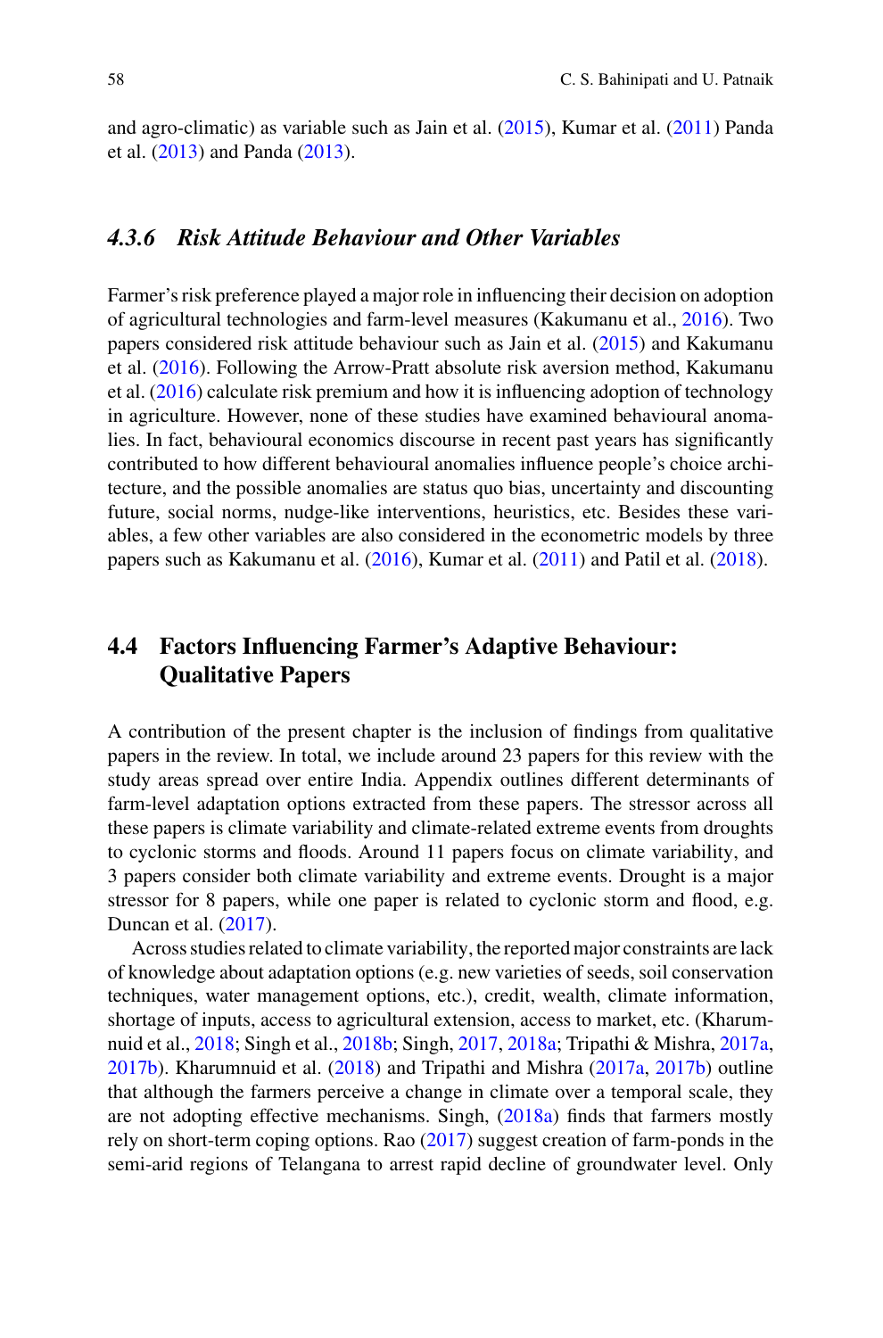and agro-climatic) as variable such as Jain et al. (2015), Kumar et al. (2011) Panda et al. (2013) and Panda (2013).

### 4.3.6 Risk Attitude Behaviour and Other Variables

Farmer's risk preference played a major role in influencing their decision on adoption of agricultural technologies and farm-level measures (Kakumanu et al., 2016). Two papers considered risk attitude behaviour such as Jain et al. (2015) and Kakumanu et al. (2016). Following the Arrow-Pratt absolute risk aversion method, Kakumanu et al. (2016) calculate risk premium and how it is influencing adoption of technology in agriculture. However, none of these studies have examined behavioural anomalies. In fact, behavioural economics discourse in recent past years has significantly contributed to how different behavioural anomalies influence people's choice architecture, and the possible anomalies are status quo bias, uncertainty and discounting future, social norms, nudge-like interventions, heuristics, etc. Besides these variables, a few other variables are also considered in the econometric models by three papers such as Kakumanu et al. (2016), Kumar et al. (2011) and Patil et al. (2018).

## 4.4 Factors Influencing Farmer's Adaptive Behaviour: Qualitative Papers

A contribution of the present chapter is the inclusion of findings from qualitative papers in the review. In total, we include around 23 papers for this review with the study areas spread over entire India. Appendix outlines different determinants of farm-level adaptation options extracted from these papers. The stressor across all these papers is climate variability and climate-related extreme events from droughts to cyclonic storms and floods. Around 11 papers focus on climate variability, and 3 papers consider both climate variability and extreme events. Drought is a major stressor for 8 papers, while one paper is related to cyclonic storm and flood, e.g. Duncan et al. (2017).

Across studies related to climate variability, the reported major constraints are lack of knowledge about adaptation options (e.g. new varieties of seeds, soil conservation techniques, water management options, etc.), credit, wealth, climate information, shortage of inputs, access to agricultural extension, access to market, etc. (Kharumnuid et al., 2018; Singh et al., 2018b; Singh, 2017, 2018a; Tripathi & Mishra, 2017a, 2017b). Kharumnuid et al. (2018) and Tripathi and Mishra (2017a, 2017b) outline that although the farmers perceive a change in climate over a temporal scale, they are not adopting effective mechanisms. Singh, (2018a) finds that farmers mostly rely on short-term coping options. Rao (2017) suggest creation of farm-ponds in the semi-arid regions of Telangana to arrest rapid decline of groundwater level. Only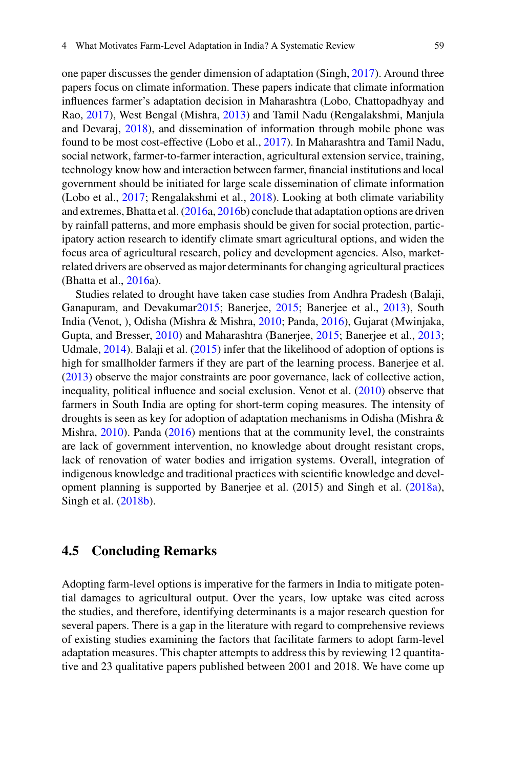one paper discusses the gender dimension of adaptation (Singh, 2017). Around three papers focus on climate information. These papers indicate that climate information influences farmer's adaptation decision in Maharashtra (Lobo, Chattopadhyay and Rao, 2017), West Bengal (Mishra, 2013) and Tamil Nadu (Rengalakshmi, Manjula and Devaraj, 2018), and dissemination of information through mobile phone was found to be most cost-effective (Lobo et al., 2017). In Maharashtra and Tamil Nadu, social network, farmer-to-farmer interaction, agricultural extension service, training, technology know how and interaction between farmer, financial institutions and local government should be initiated for large scale dissemination of climate information (Lobo et al., 2017; Rengalakshmi et al., 2018). Looking at both climate variability and extremes, Bhatta et al. (2016a, 2016b) conclude that adaptation options are driven by rainfall patterns, and more emphasis should be given for social protection, participatory action research to identify climate smart agricultural options, and widen the focus area of agricultural research, policy and development agencies. Also, market-related drivers are observed as major determinants for changing agricultural practices (Bhatta et al., 2016a).

Studies related to drought have taken case studies from Andhra Pradesh (Balaji, Ganapuram, and Devakumar2015; Banerjee, 2015; Banerjee et al., 2013), South India (Venot, ), Odisha (Mishra & Mishra, 2010; Panda, 2016), Gujarat (Mwinjaka, Gupta, and Bresser, 2010) and Maharashtra (Banerjee, 2015; Banerjee et al., 2013; Udmale, 2014). Balaji et al. (2015) infer that the likelihood of adoption of options is high for smallholder farmers if they are part of the learning process. Banerjee et al. (2013) observe the major constraints are poor governance, lack of collective action, inequality, political influence and social exclusion. Venot et al. (2010) observe that farmers in South India are opting for short-term coping measures. The intensity of droughts is seen as key for adoption of adaptation mechanisms in Odisha (Mishra & Mishra, 2010). Panda (2016) mentions that at the community level, the constraints are lack of government intervention, no knowledge about drought resistant crops, lack of renovation of water bodies and irrigation systems. Overall, integration of indigenous knowledge and traditional practices with scientific knowledge and development planning is supported by Banerjee et al. (2015) and Singh et al. (2018a), Singh et al. (2018b).

## 4.5 Concluding Remarks

Adopting farm-level options is imperative for the farmers in India to mitigate potential damages to agricultural output. Over the years, low uptake was cited across the studies, and therefore, identifying determinants is a major research question for several papers. There is a gap in the literature with regard to comprehensive reviews of existing studies examining the factors that facilitate farmers to adopt farm-level adaptation measures. This chapter attempts to address this by reviewing 12 quantitative and 23 qualitative papers published between 2001 and 2018. We have come up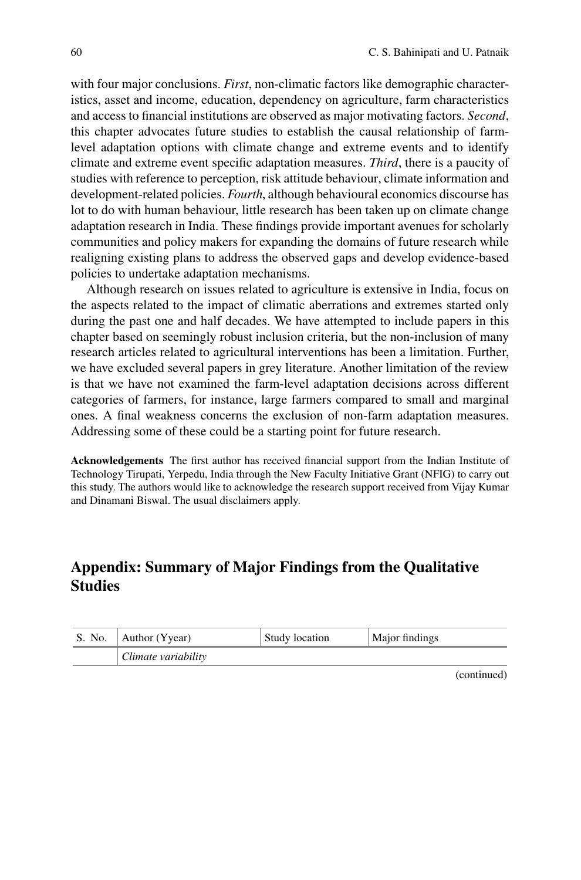with four major conclusions. *First*, non-climatic factors like demographic characteristics, asset and income, education, dependency on agriculture, farm characteristics and access to financial institutions are observed as major motivating factors. *Second*, this chapter advocates future studies to establish the causal relationship of farm-level adaptation options with climate change and extreme events and to identify climate and extreme event specific adaptation measures. *Third*, there is a paucity of studies with reference to perception, risk attitude behaviour, climate information and development-related policies. *Fourth*, although behavioural economics discourse has lot to do with human behaviour, little research has been taken up on climate change adaptation research in India. These findings provide important avenues for scholarly communities and policy makers for expanding the domains of future research while realigning existing plans to address the observed gaps and develop evidence-based policies to undertake adaptation mechanisms.

Although research on issues related to agriculture is extensive in India, focus on the aspects related to the impact of climatic aberrations and extremes started only during the past one and half decades. We have attempted to include papers in this chapter based on seemingly robust inclusion criteria, but the non-inclusion of many research articles related to agricultural interventions has been a limitation. Further, we have excluded several papers in grey literature. Another limitation of the review is that we have not examined the farm-level adaptation decisions across different categories of farmers, for instance, large farmers compared to small and marginal ones. A final weakness concerns the exclusion of non-farm adaptation measures. Addressing some of these could be a starting point for future research.

**Acknowledgements** The first author has received financial support from the Indian Institute of Technology Tirupati, Yerpedu, India through the New Faculty Initiative Grant (NFIG) to carry out this study. The authors would like to acknowledge the research support received from Vijay Kumar and Dinamani Biswal. The usual disclaimers apply.

## Appendix: Summary of Major Findings from the Qualitative Studies

| S. No. | Author (Yyear) | Study location | Major findings |
|---|---|---|---|
| | *Climate variability* | | |

(continued)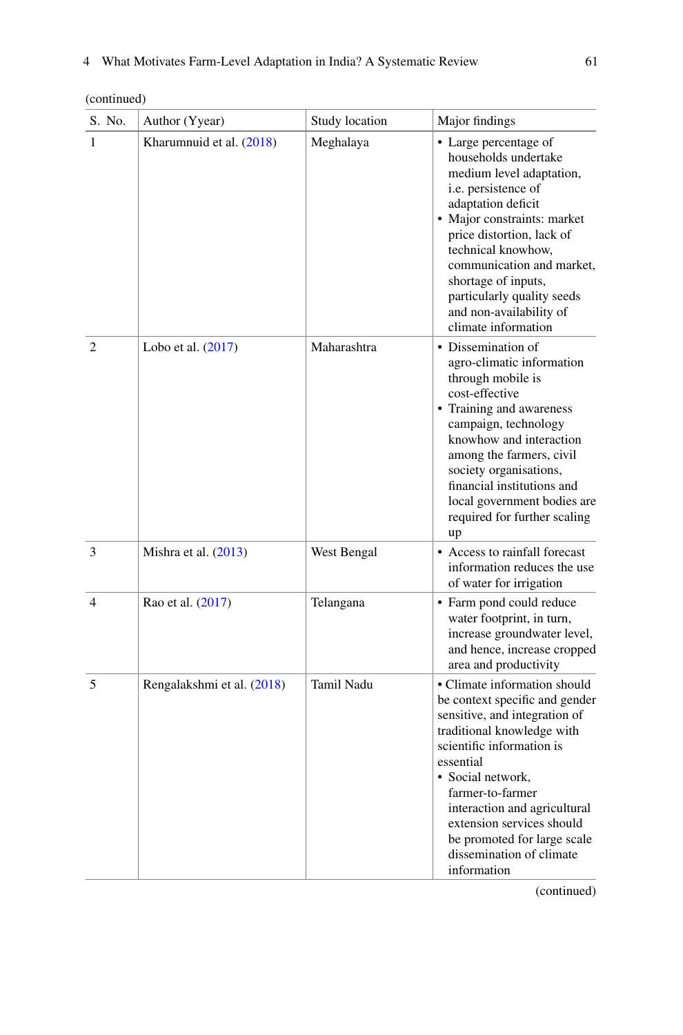(continued)

| S. No. | Author (Yyear) | Study location | Major findings |
|---|---|---|---|
| 1 | Kharumnuid et al. (2018) | Meghalaya | • Large percentage of households undertake medium level adaptation, i.e. persistence of adaptation deficit<br>• Major constraints: market price distortion, lack of technical knowhow, communication and market, shortage of inputs, particularly quality seeds and non-availability of climate information |
| 2 | Lobo et al. (2017) | Maharashtra | • Dissemination of agro-climatic information through mobile is cost-effective<br>• Training and awareness campaign, technology knowhow and interaction among the farmers, civil society organisations, financial institutions and local government bodies are required for further scaling up |
| 3 | Mishra et al. (2013) | West Bengal | • Access to rainfall forecast information reduces the use of water for irrigation |
| 4 | Rao et al. (2017) | Telangana | • Farm pond could reduce water footprint, in turn, increase groundwater level, and hence, increase cropped area and productivity |
| 5 | Rengalakshmi et al. (2018) | Tamil Nadu | • Climate information should be context specific and gender sensitive, and integration of traditional knowledge with scientific information is essential<br>• Social network, farmer-to-farmer interaction and agricultural extension services should be promoted for large scale dissemination of climate information |

(continued)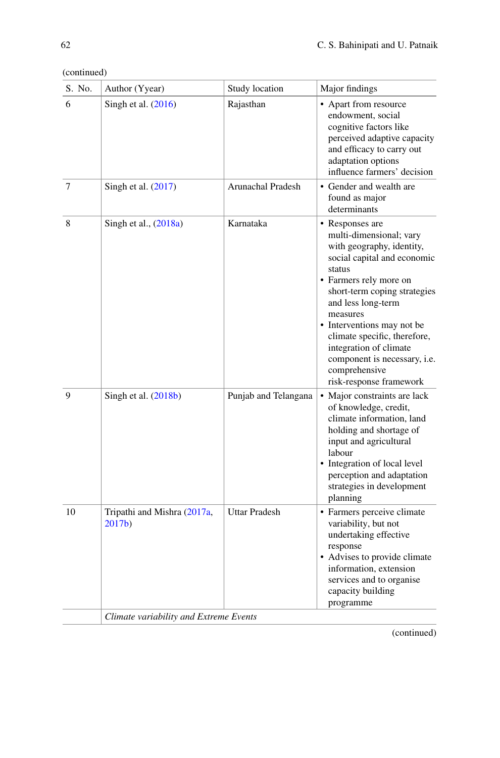(continued)

| S. No. | Author (Yyear) | Study location | Major findings |
|---|---|---|---|
| 6 | Singh et al. (2016) | Rajasthan | • Apart from resource endowment, social cognitive factors like perceived adaptive capacity and efficacy to carry out adaptation options influence farmers' decision |
| 7 | Singh et al. (2017) | Arunachal Pradesh | • Gender and wealth are found as major determinants |
| 8 | Singh et al., (2018a) | Karnataka | • Responses are multi-dimensional; vary with geography, identity, social capital and economic status<br>• Farmers rely more on short-term coping strategies and less long-term measures<br>• Interventions may not be climate specific, therefore, integration of climate component is necessary, i.e. comprehensive risk-response framework |
| 9 | Singh et al. (2018b) | Punjab and Telangana | • Major constraints are lack of knowledge, credit, climate information, land holding and shortage of input and agricultural labour<br>• Integration of local level perception and adaptation strategies in development planning |
| 10 | Tripathi and Mishra (2017a, 2017b) | Uttar Pradesh | • Farmers perceive climate variability, but not undertaking effective response<br>• Advises to provide climate information, extension services and to organise capacity building programme |
| | *Climate variability and Extreme Events* | | |

(continued)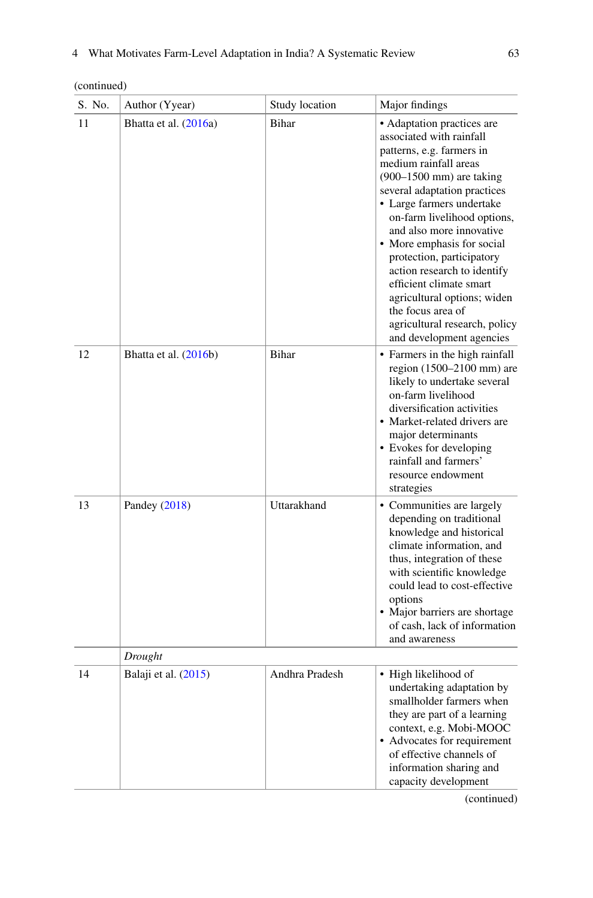(continued)

| S. No. | Author (Yyear) | Study location | Major findings |
|---|---|---|---|
| 11 | Bhatta et al. (2016a) | Bihar | • Adaptation practices are associated with rainfall patterns, e.g. farmers in medium rainfall areas (900–1500 mm) are taking several adaptation practices<br>• Large farmers undertake on-farm livelihood options, and also more innovative<br>• More emphasis for social protection, participatory action research to identify efficient climate smart agricultural options; widen the focus area of agricultural research, policy and development agencies |
| 12 | Bhatta et al. (2016b) | Bihar | • Farmers in the high rainfall region (1500–2100 mm) are likely to undertake several on-farm livelihood diversification activities<br>• Market-related drivers are major determinants<br>• Evokes for developing rainfall and farmers' resource endowment strategies |
| 13 | Pandey (2018) | Uttarakhand | • Communities are largely depending on traditional knowledge and historical climate information, and thus, integration of these with scientific knowledge could lead to cost-effective options<br>• Major barriers are shortage of cash, lack of information and awareness |
| | *Drought* | | |
| 14 | Balaji et al. (2015) | Andhra Pradesh | • High likelihood of undertaking adaptation by smallholder farmers when they are part of a learning context, e.g. Mobi-MOOC<br>• Advocates for requirement of effective channels of information sharing and capacity development |

(continued)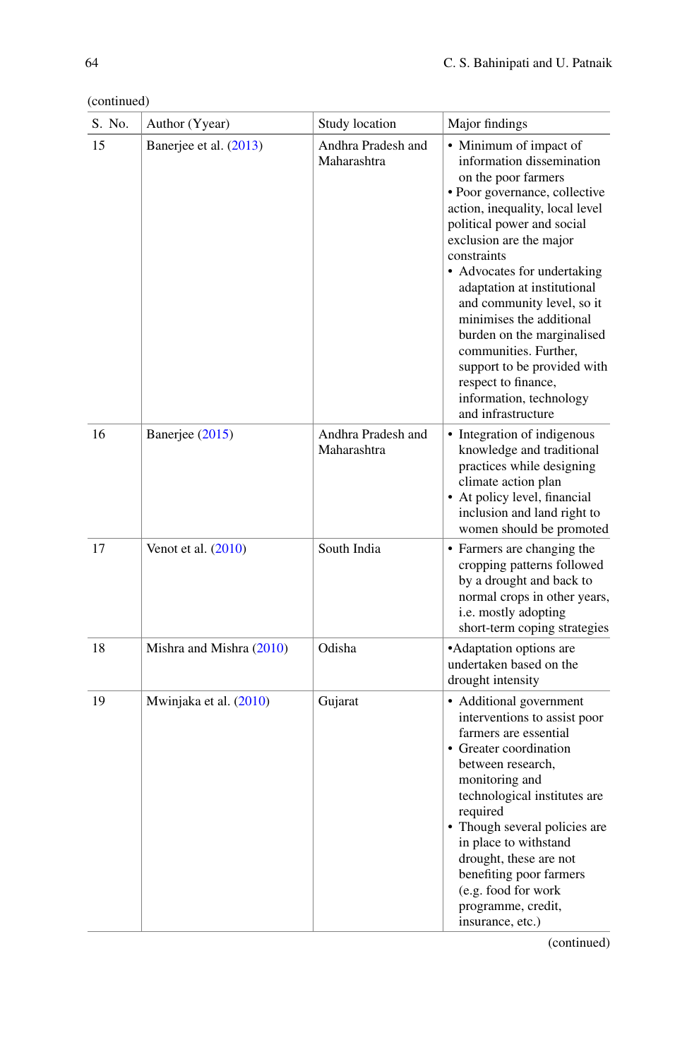(continued)

| S. No. | Author (Yyear) | Study location | Major findings |
|---|---|---|---|
| 15 | Banerjee et al. (2013) | Andhra Pradesh and Maharashtra | • Minimum of impact of information dissemination on the poor farmers<br>• Poor governance, collective action, inequality, local level political power and social exclusion are the major constraints<br>• Advocates for undertaking adaptation at institutional and community level, so it minimises the additional burden on the marginalised communities. Further, support to be provided with respect to finance, information, technology and infrastructure |
| 16 | Banerjee (2015) | Andhra Pradesh and Maharashtra | • Integration of indigenous knowledge and traditional practices while designing climate action plan<br>• At policy level, financial inclusion and land right to women should be promoted |
| 17 | Venot et al. (2010) | South India | • Farmers are changing the cropping patterns followed by a drought and back to normal crops in other years, i.e. mostly adopting short-term coping strategies |
| 18 | Mishra and Mishra (2010) | Odisha | •Adaptation are undertaken based on the drought intensity |
| 19 | Mwinjaka et al. (2010) | Gujarat | • Additional government interventions to assist poor farmers are essential<br>• Greater coordination between research, monitoring and technological institutes are required<br>• Though several policies are in place to withstand drought, these are not benefiting poor farmers (e.g. food for work programme, credit, insurance, etc.) |

(continued)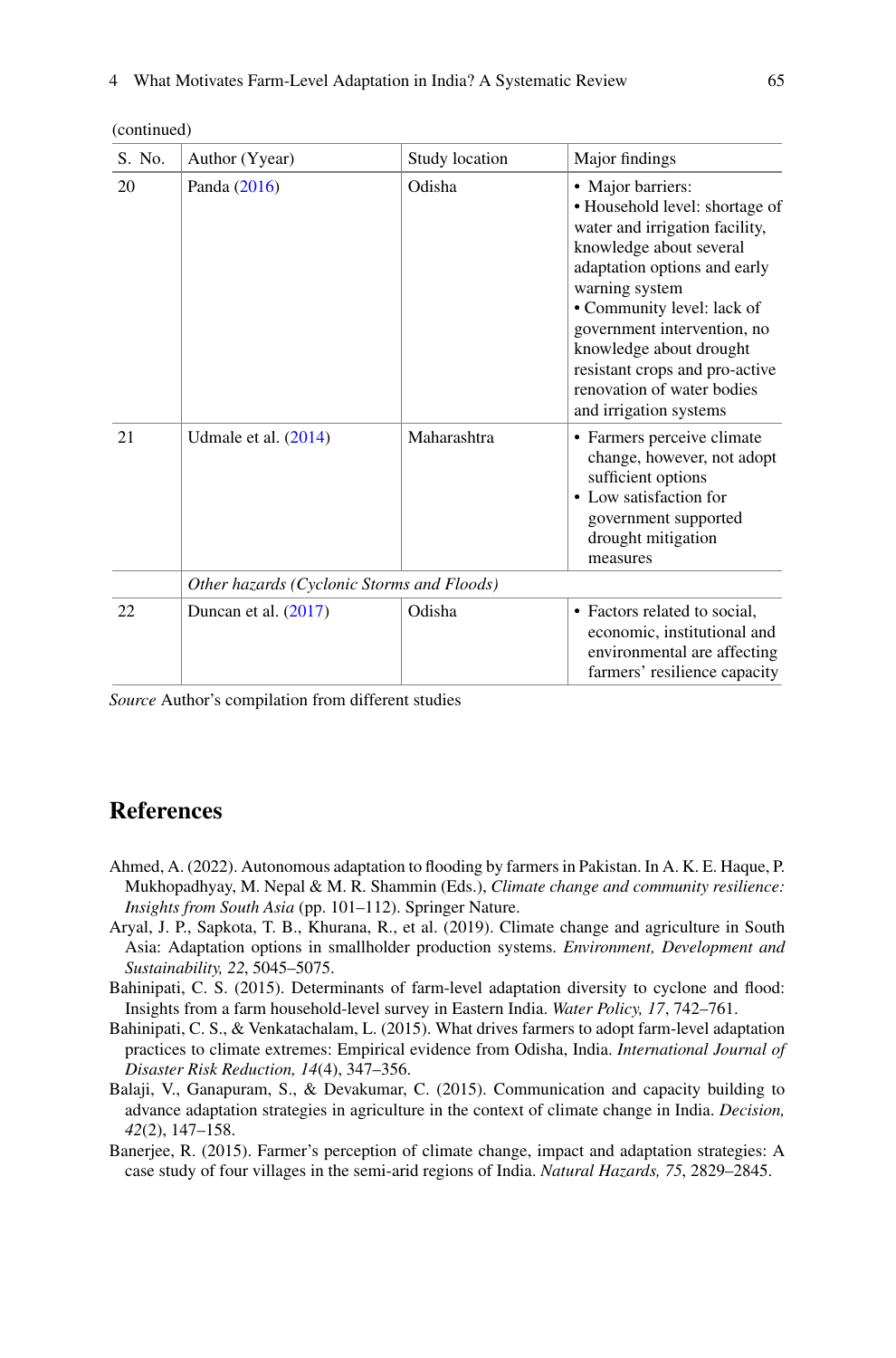(continued)

| S. No. | Author (Yyear) | Study location | Major findings |
|---|---|---|---|
| 20 | Panda (2016) | Odisha | • Major barriers:<br>• Household level: shortage of water and irrigation facility, knowledge about several adaptation options and early warning system<br>• Community level: lack of government intervention, no knowledge about drought resistant crops and pro-active renovation of water bodies and irrigation systems |
| 21 | Udmale et al. (2014) | Maharashtra | • Farmers perceive climate change, however, not adopt sufficient options<br>• Low satisfaction for government supported drought mitigation measures |
| | *Other hazards (Cyclonic Storms and Floods)* | | |
| 22 | Duncan et al. (2017) | Odisha | • Factors related to social, economic, institutional and environmental are affecting farmers' resilience capacity |

*Source* Author's compilation from different studies

## References

Ahmed, A. (2022). Autonomous adaptation to flooding by farmers in Pakistan. In A. K. E. Haque, P. Mukhopadhyay, M. Nepal & M. R. Shammin (Eds.), *Climate change and community resilience: Insights from South Asia* (pp. 101–112). Springer Nature.

Aryal, J. P., Sapkota, T. B., Khurana, R., et al. (2019). Climate change and agriculture in South Asia: Adaptation options in smallholder production systems. *Environment, Development and Sustainability, 22*, 5045–5075.

Bahinipati, C. S. (2015). Determinants of farm-level adaptation diversity to cyclone and flood: Insights from a farm household-level survey in Eastern India. *Water Policy, 17*, 742–761.

Bahinipati, C. S., & Venkatachalam, L. (2015). What drives farmers to adopt farm-level adaptation practices to climate extremes: Empirical evidence from Odisha, India. *International Journal of Disaster Risk Reduction, 14*(4), 347–356.

Balaji, V., Ganapuram, S., & Devakumar, C. (2015). Communication and capacity building to advance adaptation strategies in agriculture in the context of climate change in India. *Decision, 42*(2), 147–158.

Banerjee, R. (2015). Farmer's perception of climate change, impact and adaptation strategies: A case study of four villages in the semi-arid regions of India. *Natural Hazards, 75*, 2829–2845.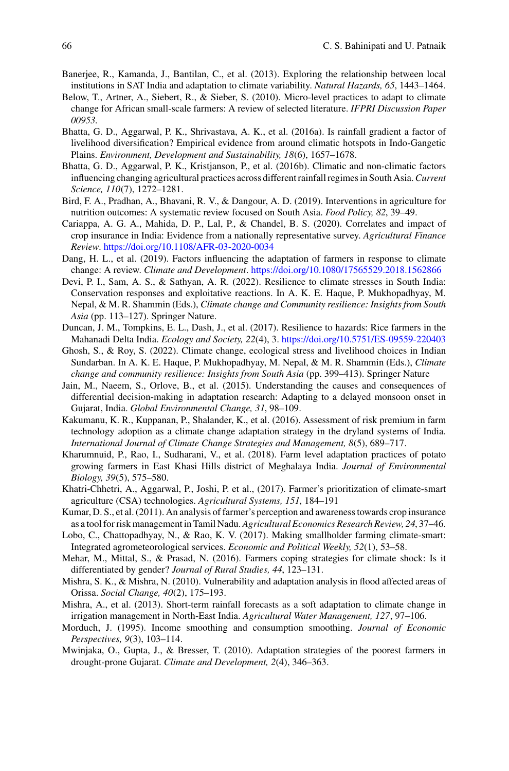Banerjee, R., Kamanda, J., Bantilan, C., et al. (2013). Exploring the relationship between local institutions in SAT India and adaptation to climate variability. *Natural Hazards, 65*, 1443–1464.

Below, T., Artner, A., Siebert, R., & Sieber, S. (2010). Micro-level practices to adapt to climate change for African small-scale farmers: A review of selected literature. *IFPRI Discussion Paper 00953*.

Bhatta, G. D., Aggarwal, P. K., Shrivastava, A. K., et al. (2016a). Is rainfall gradient a factor of livelihood diversification? Empirical evidence from around climatic hotspots in Indo-Gangetic Plains. *Environment, Development and Sustainability, 18*(6), 1657–1678.

Bhatta, G. D., Aggarwal, P. K., Kristjanson, P., et al. (2016b). Climatic and non-climatic factors influencing changing agricultural practices across different rainfall regimes in South Asia. *Current Science, 110*(7), 1272–1281.

Bird, F. A., Pradhan, A., Bhavani, R. V., & Dangour, A. D. (2019). Interventions in agriculture for nutrition outcomes: A systematic review focused on South Asia. *Food Policy, 82*, 39–49.

Cariappa, A. G. A., Mahida, D. P., Lal, P., & Chandel, B. S. (2020). Correlates and impact of crop insurance in India: Evidence from a nationally representative survey. *Agricultural Finance Review*. https://doi.org/10.1108/AFR-03-2020-0034

Dang, H. L., et al. (2019). Factors influencing the adaptation of farmers in response to climate change: A review. *Climate and Development*. https://doi.org/10.1080/17565529.2018.1562866

Devi, P. I., Sam, A. S., & Sathyan, A. R. (2022). Resilience to climate stresses in South India: Conservation responses and exploitative reactions. In A. K. E. Haque, P. Mukhopadhyay, M. Nepal, & M. R. Shammin (Eds.), *Climate change and Community resilience: Insights from South Asia* (pp. 113–127). Springer Nature.

Duncan, J. M., Tompkins, E. L., Dash, J., et al. (2017). Resilience to hazards: Rice farmers in the Mahanadi Delta India. *Ecology and Society, 22*(4), 3. https://doi.org/10.5751/ES-09559-220403

Ghosh, S., & Roy, S. (2022). Climate change, ecological stress and livelihood choices in Indian Sundarban. In A. K. E. Haque, P. Mukhopadhyay, M. Nepal, & M. R. Shammin (Eds.), *Climate change and community resilience: Insights from South Asia* (pp. 399–413). Springer Nature

Jain, M., Naeem, S., Orlove, B., et al. (2015). Understanding the causes and consequences of differential decision-making in adaptation research: Adapting to a delayed monsoon onset in Gujarat, India. *Global Environmental Change, 31*, 98–109.

Kakumanu, K. R., Kuppanan, P., Shalander, K., et al. (2016). Assessment of risk premium in farm technology adoption as a climate change adaptation strategy in the dryland systems of India. *International Journal of Climate Change Strategies and Management, 8*(5), 689–717.

Kharumnuid, P., Rao, I., Sudharani, V., et al. (2018). Farm level adaptation practices of potato growing farmers in East Khasi Hills district of Meghalaya India. *Journal of Environmental Biology, 39*(5), 575–580.

Khatri-Chhetri, A., Aggarwal, P., Joshi, P. et al., (2017). Farmer's prioritization of climate-smart agriculture (CSA) technologies. *Agricultural Systems, 151*, 184–191

Kumar, D. S., et al. (2011). An analysis of farmer's perception and awareness towards crop insurance as a tool for risk management in Tamil Nadu. *Agricultural Economics Research Review, 24*, 37–46.

Lobo, C., Chattopadhyay, N., & Rao, K. V. (2017). Making smallholder farming climate-smart: Integrated agrometeorological services. *Economic and Political Weekly, 52*(1), 53–58.

Mehar, M., Mittal, S., & Prasad, N. (2016). Farmers coping strategies for climate shock: Is it differentiated by gender? *Journal of Rural Studies, 44*, 123–131.

Mishra, S. K., & Mishra, N. (2010). Vulnerability and adaptation analysis in flood affected areas of Orissa. *Social Change, 40*(2), 175–193.

Mishra, A., et al. (2013). Short-term rainfall forecasts as a soft adaptation to climate change in irrigation management in North-East India. *Agricultural Water Management, 127*, 97–106.

Morduch, J. (1995). Income smoothing and consumption smoothing. *Journal of Economic Perspectives, 9*(3), 103–114.

Mwinjaka, O., Gupta, J., & Bresser, T. (2010). Adaptation strategies of the poorest farmers in drought-prone Gujarat. *Climate and Development, 2*(4), 346–363.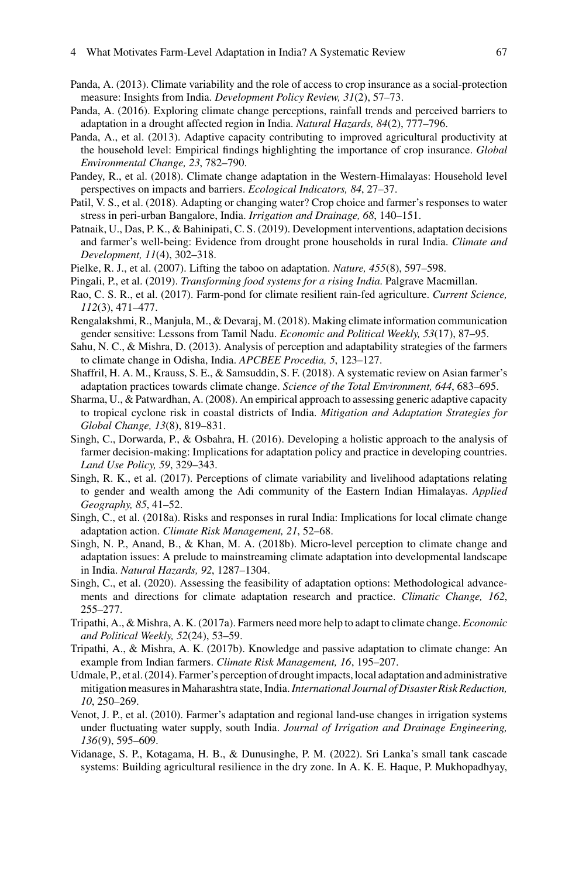Panda, A. (2013). Climate variability and the role of access to crop insurance as a social-protection measure: Insights from India. *Development Policy Review, 31*(2), 57–73.

Panda, A. (2016). Exploring climate change perceptions, rainfall trends and perceived barriers to adaptation in a drought affected region in India. *Natural Hazards, 84*(2), 777–796.

Panda, A., et al. (2013). Adaptive capacity contributing to improved agricultural productivity at the household level: Empirical findings highlighting the importance of crop insurance. *Global Environmental Change, 23*, 782–790.

Pandey, R., et al. (2018). Climate change adaptation in the Western-Himalayas: Household level perspectives on impacts and barriers. *Ecological Indicators, 84*, 27–37.

Patil, V. S., et al. (2018). Adapting or changing water? Crop choice and farmer's responses to water stress in peri-urban Bangalore, India. *Irrigation and Drainage, 68*, 140–151.

Patnaik, U., Das, P. K., & Bahinipati, C. S. (2019). Development interventions, adaptation decisions and farmer's well-being: Evidence from drought prone households in rural India. *Climate and Development, 11*(4), 302–318.

Pielke, R. J., et al. (2007). Lifting the taboo on adaptation. *Nature, 455*(8), 597–598.

Pingali, P., et al. (2019). *Transforming food systems for a rising India*. Palgrave Macmillan.

Rao, C. S. R., et al. (2017). Farm-pond for climate resilient rain-fed agriculture. *Current Science, 112*(3), 471–477.

Rengalakshmi, R., Manjula, M., & Devaraj, M. (2018). Making climate information communication gender sensitive: Lessons from Tamil Nadu. *Economic and Political Weekly, 53*(17), 87–95.

Sahu, N. C., & Mishra, D. (2013). Analysis of perception and adaptability strategies of the farmers to climate change in Odisha, India. *APCBEE Procedia, 5*, 123–127.

Shaffril, H. A. M., Krauss, S. E., & Samsuddin, S. F. (2018). A systematic review on Asian farmer's adaptation practices towards climate change. *Science of the Total Environment, 644*, 683–695.

Sharma, U., & Patwardhan, A. (2008). An empirical approach to assessing generic adaptive capacity to tropical cyclone risk in coastal districts of India. *Mitigation and Adaptation Strategies for Global Change, 13*(8), 819–831.

Singh, C., Dorwarda, P., & Osbahra, H. (2016). Developing a holistic approach to the analysis of farmer decision-making: Implications for adaptation policy and practice in developing countries. *Land Use Policy, 59*, 329–343.

Singh, R. K., et al. (2017). Perceptions of climate variability and livelihood adaptations relating to gender and wealth among the Adi community of the Eastern Indian Himalayas. *Applied Geography, 85*, 41–52.

Singh, C., et al. (2018a). Risks and responses in rural India: Implications for local climate change adaptation action. *Climate Risk Management, 21*, 52–68.

Singh, N. P., Anand, B., & Khan, M. A. (2018b). Micro-level perception to climate change and adaptation issues: A prelude to mainstreaming climate adaptation into developmental landscape in India. *Natural Hazards, 92*, 1287–1304.

Singh, C., et al. (2020). Assessing the feasibility of adaptation options: Methodological advancements and directions for climate adaptation research and practice. *Climatic Change, 162*, 255–277.

Tripathi, A., & Mishra, A. K. (2017a). Farmers need more help to adapt to climate change. *Economic and Political Weekly, 52*(24), 53–59.

Tripathi, A., & Mishra, A. K. (2017b). Knowledge and passive adaptation to climate change: An example from Indian farmers. *Climate Risk Management, 16*, 195–207.

Udmale, P., et al. (2014). Farmer's perception of drought impacts, local adaptation and administrative mitigation measures in Maharashtra state, India. *International Journal of Disaster Risk Reduction, 10*, 250–269.

Venot, J. P., et al. (2010). Farmer's adaptation and regional land-use changes in irrigation systems under fluctuating water supply, south India. *Journal of Irrigation and Drainage Engineering, 136*(9), 595–609.

Vidanage, S. P., Kotagama, H. B., & Dunusinghe, P. M. (2022). Sri Lanka's small tank cascade systems: Building agricultural resilience in the dry zone. In A. K. E. Haque, P. Mukhopadhyay,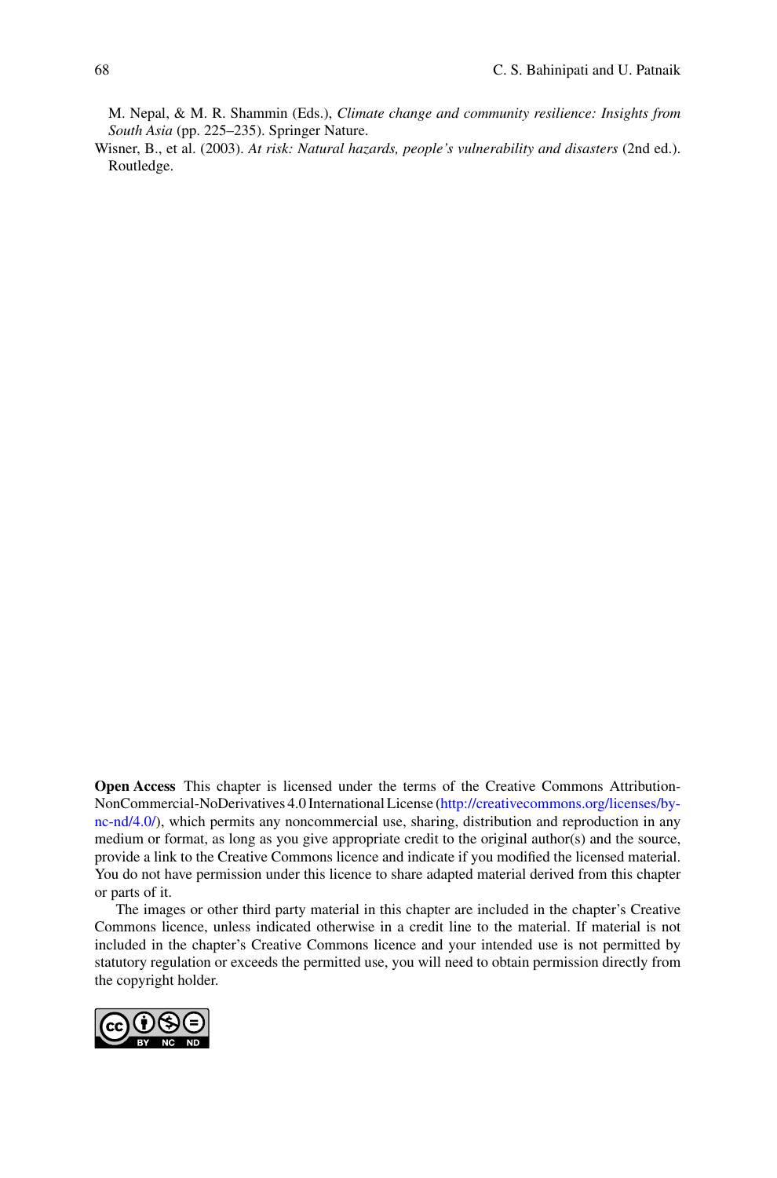M. Nepal, & M. R. Shammin (Eds.), *Climate change and community resilience: Insights from South Asia* (pp. 225–235). Springer Nature.

Wisner, B., et al. (2003). *At risk: Natural hazards, people's vulnerability and disasters* (2nd ed.). Routledge.

**Open Access** This chapter is licensed under the terms of the Creative Commons Attribution-NonCommercial-NoDerivatives 4.0 International License (http://creativecommons.org/licenses/by-nc-nd/4.0/), which permits any noncommercial use, sharing, distribution and reproduction in any medium or format, as long as you give appropriate credit to the original author(s) and the source, provide a link to the Creative Commons licence and indicate if you modified the licensed material. You do not have permission under this licence to share adapted material derived from this chapter or parts of it.

The images or other third party material in this chapter are included in the chapter's Creative Commons licence, unless indicated otherwise in a credit line to the material. If material is not included in the chapter's Creative Commons licence and your intended use is not permitted by statutory regulation or exceeds the permitted use, you will need to obtain permission directly from the copyright holder.